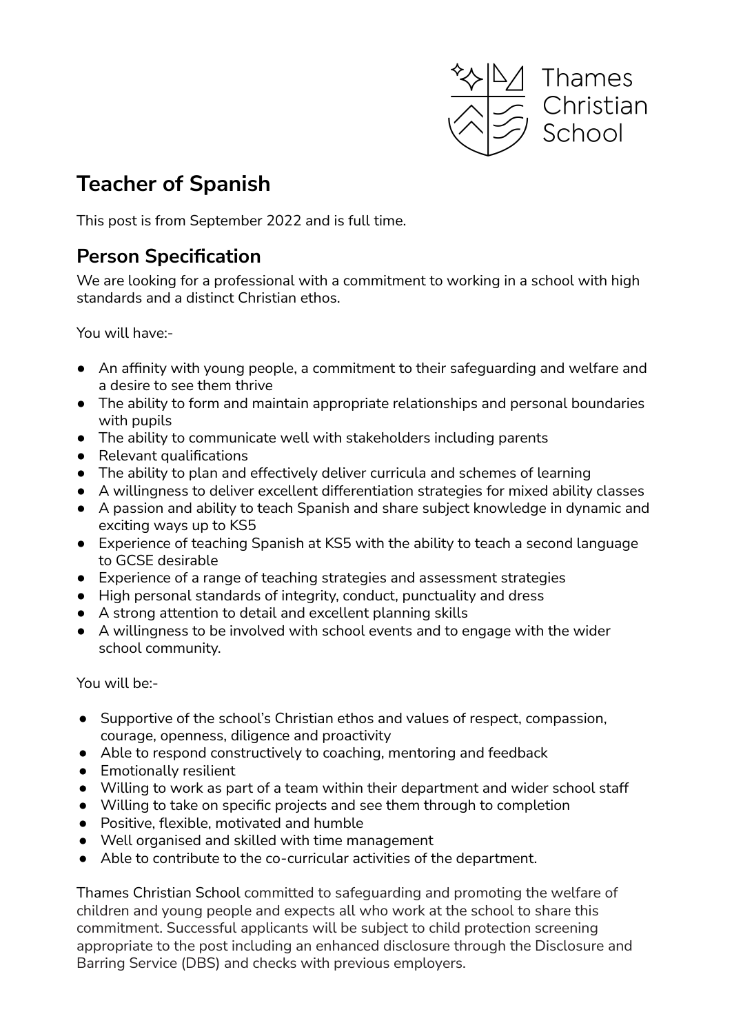Thames Christian School

# Teacher of Spanish

This post is from September 2022 and is full time.

## Person Specification

We are looking for a professional with a commitment to working in a school with high standards and a distinct Christian ethos.

You will have:-

- An affinity with young people, a commitment to their safeguarding and welfare and a desire to see them thrive
- The ability to form and maintain appropriate relationships and personal boundaries with pupils
- The ability to communicate well with stakeholders including parents
- Relevant qualifications
- The ability to plan and effectively deliver curricula and schemes of learning
- A willingness to deliver excellent differentiation strategies for mixed ability classes
- A passion and ability to teach Spanish and share subject knowledge in dynamic and exciting ways up to KS5
- Experience of teaching Spanish at KS5 with the ability to teach a second language to GCSE desirable
- Experience of a range of teaching strategies and assessment strategies
- High personal standards of integrity, conduct, punctuality and dress
- A strong attention to detail and excellent planning skills
- A willingness to be involved with school events and to engage with the wider school community.

You will be:-

- Supportive of the school's Christian ethos and values of respect, compassion, courage, openness, diligence and proactivity
- Able to respond constructively to coaching, mentoring and feedback
- Emotionally resilient
- Willing to work as part of a team within their department and wider school staff
- Willing to take on specific projects and see them through to completion
- Positive, flexible, motivated and humble
- Well organised and skilled with time management
- Able to contribute to the co-curricular activities of the department.

Thames Christian School committed to safeguarding and promoting the welfare of children and young people and expects all who work at the school to share this commitment. Successful applicants will be subject to child protection screening appropriate to the post including an enhanced disclosure through the Disclosure and Barring Service (DBS) and checks with previous employers.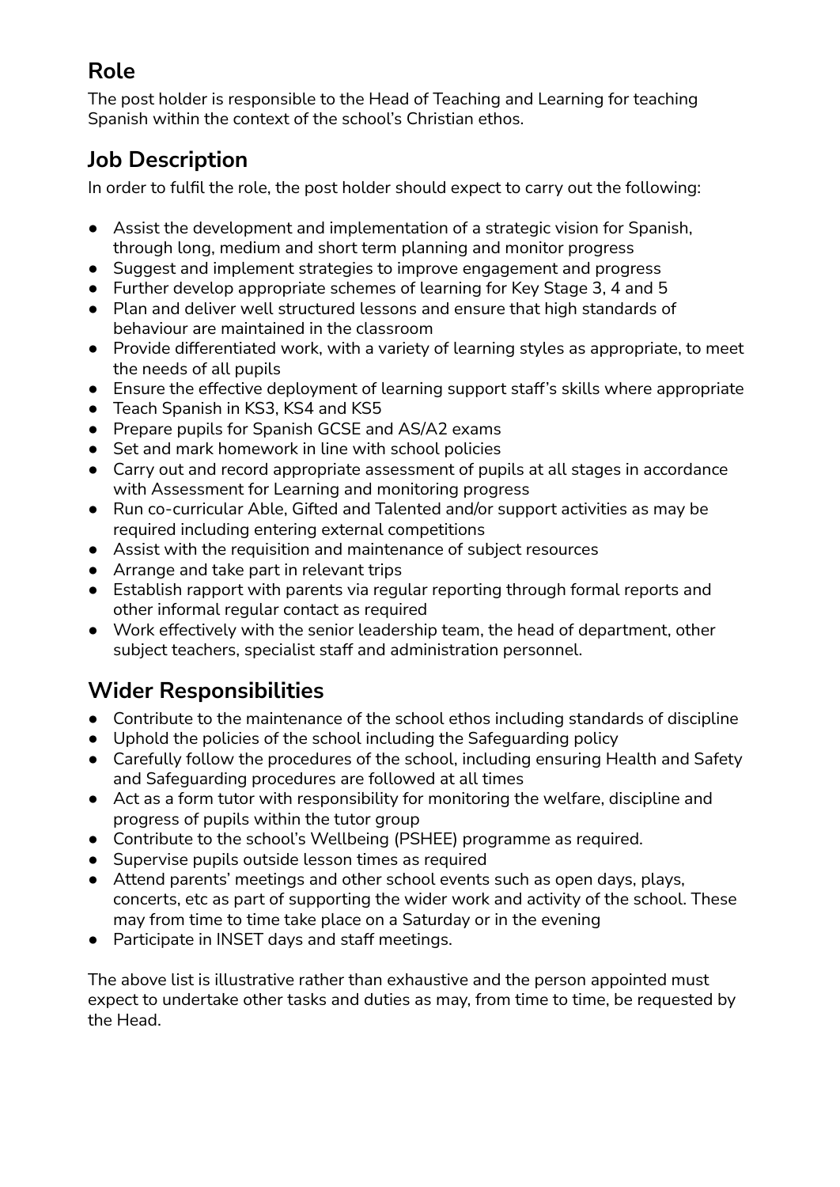## Role

The post holder is responsible to the Head of Teaching and Learning for teaching Spanish within the context of the school's Christian ethos.

## Job Description

In order to fulfil the role, the post holder should expect to carry out the following:

- Assist the development and implementation of a strategic vision for Spanish, through long, medium and short term planning and monitor progress
- Suggest and implement strategies to improve engagement and progress
- Further develop appropriate schemes of learning for Key Stage 3, 4 and 5
- Plan and deliver well structured lessons and ensure that high standards of behaviour are maintained in the classroom
- Provide differentiated work, with a variety of learning styles as appropriate, to meet the needs of all pupils
- Ensure the effective deployment of learning support staff's skills where appropriate
- Teach Spanish in KS3, KS4 and KS5
- Prepare pupils for Spanish GCSE and AS/A2 exams
- Set and mark homework in line with school policies
- Carry out and record appropriate assessment of pupils at all stages in accordance with Assessment for Learning and monitoring progress
- Run co-curricular Able, Gifted and Talented and/or support activities as may be required including entering external competitions
- Assist with the requisition and maintenance of subject resources
- Arrange and take part in relevant trips
- Establish rapport with parents via regular reporting through formal reports and other informal regular contact as required
- Work effectively with the senior leadership team, the head of department, other subject teachers, specialist staff and administration personnel.

## Wider Responsibilities

- Contribute to the maintenance of the school ethos including standards of discipline
- Uphold the policies of the school including the Safeguarding policy
- Carefully follow the procedures of the school, including ensuring Health and Safety and Safeguarding procedures are followed at all times
- Act as a form tutor with responsibility for monitoring the welfare, discipline and progress of pupils within the tutor group
- Contribute to the school's Wellbeing (PSHEE) programme as required.
- Supervise pupils outside lesson times as required
- Attend parents' meetings and other school events such as open days, plays, concerts, etc as part of supporting the wider work and activity of the school. These may from time to time take place on a Saturday or in the evening
- Participate in INSET days and staff meetings.

The above list is illustrative rather than exhaustive and the person appointed must expect to undertake other tasks and duties as may, from time to time, be requested by the Head.